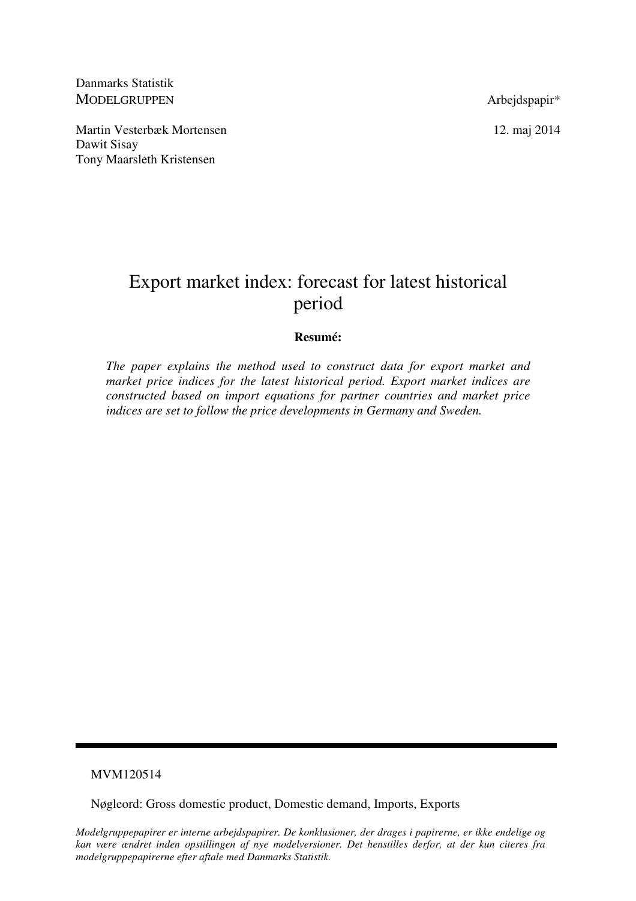Danmarks Statistik
MODELGRUPPEN

Arbejdspapir*

Martin Vesterbæk Mortensen
Dawit Sisay
Tony Maarsleth Kristensen

12. maj 2014

# Export market index: forecast for latest historical period

**Resumé:**

*The paper explains the method used to construct data for export market and market price indices for the latest historical period. Export market indices are constructed based on import equations for partner countries and market price indices are set to follow the price developments in Germany and Sweden.*

---

MVM120514

Nøgleord: Gross domestic product, Domestic demand, Imports, Exports

*Modelgruppepapirer er interne arbejdspapirer. De konklusioner, der drages i papirerne, er ikke endelige og kan være ændret inden opstillingen af nye modelversioner. Det henstilles derfor, at der kun citeres fra modelgruppepapirerne efter aftale med Danmarks Statistik.*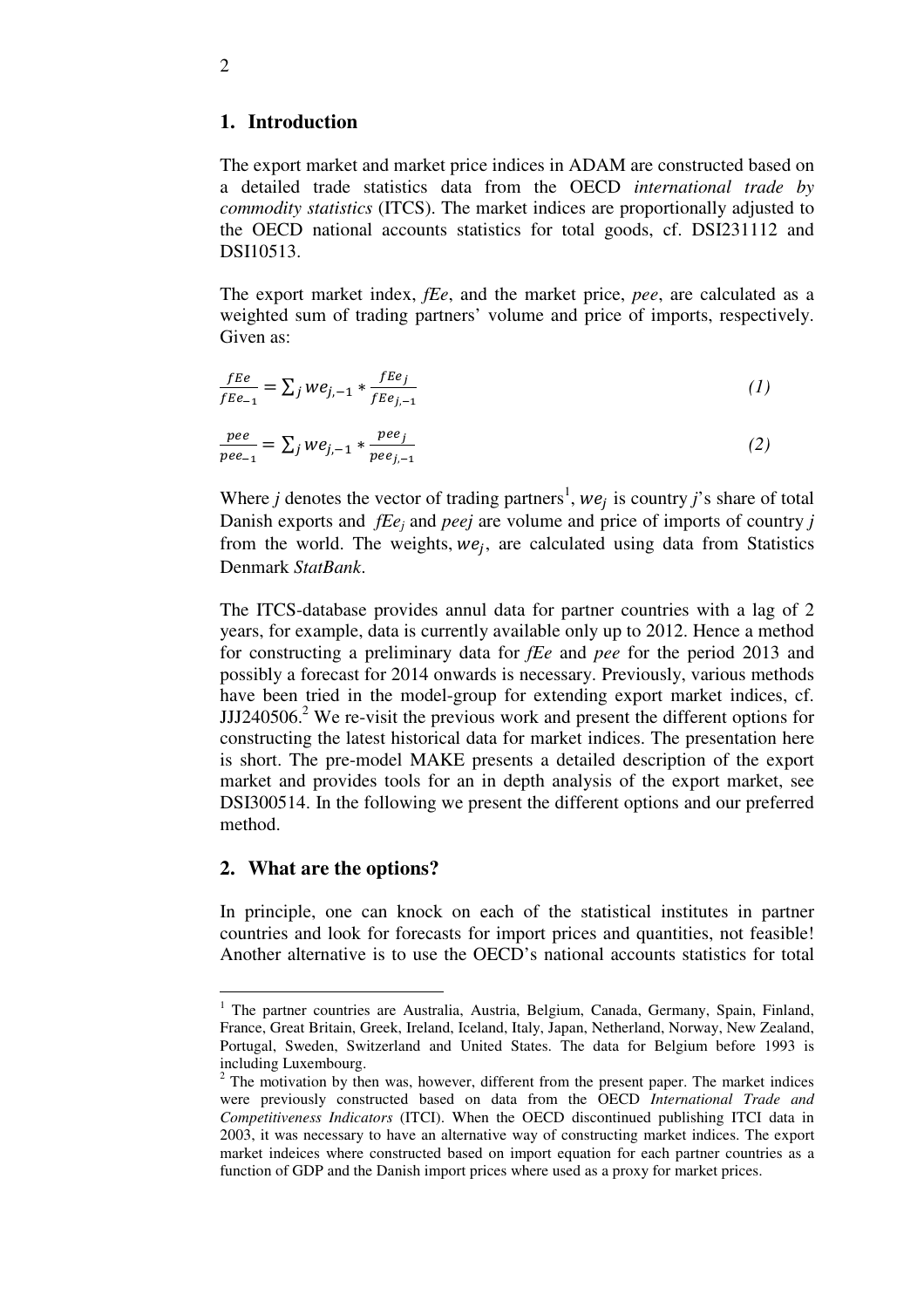## 1. Introduction

The export market and market price indices in ADAM are constructed based on a detailed trade statistics data from the OECD *international trade by commodity statistics* (ITCS). The market indices are proportionally adjusted to the OECD national accounts statistics for total goods, cf. DSI231112 and DSI10513.

The export market index, *fEe*, and the market price, *pee*, are calculated as a weighted sum of trading partners' volume and price of imports, respectively. Given as:

$$\frac{fEe}{fEe_{-1}} = \sum_j we_{j,-1} * \frac{fEe_j}{fEe_{j,-1}} \tag{1}$$

$$\frac{pee}{pee_{-1}} = \sum_j we_{j,-1} * \frac{pee_j}{pee_{j,-1}} \tag{2}$$

Where *j* denotes the vector of trading partners[1], $we_j$ is country *j*'s share of total Danish exports and $fEe_j$ and $peej$ are volume and price of imports of country *j* from the world. The weights, $we_j$, are calculated using data from Statistics Denmark *StatBank*.

The ITCS-database provides annul data for partner countries with a lag of 2 years, for example, data is currently available only up to 2012. Hence a method for constructing a preliminary data for *fEe* and *pee* for the period 2013 and possibly a forecast for 2014 onwards is necessary. Previously, various methods have been tried in the model-group for extending export market indices, cf. JJJ240506.[2] We re-visit the previous work and present the different options for constructing the latest historical data for market indices. The presentation here is short. The pre-model MAKE presents a detailed description of the export market and provides tools for an in depth analysis of the export market, see DSI300514. In the following we present the different options and our preferred method.

## 2. What are the options?

In principle, one can knock on each of the statistical institutes in partner countries and look for forecasts for import prices and quantities, not feasible! Another alternative is to use the OECD's national accounts statistics for total

[1] The partner countries are Australia, Austria, Belgium, Canada, Germany, Spain, Finland, France, Great Britain, Greek, Ireland, Iceland, Italy, Japan, Netherland, Norway, New Zealand, Portugal, Sweden, Switzerland and United States. The data for Belgium before 1993 is including Luxembourg.

[2] The motivation by then was, however, different from the present paper. The market indices were previously constructed based on data from the OECD *International Trade and Competitiveness Indicators* (ITCI). When the OECD discontinued publishing ITCI data in 2003, it was necessary to have an alternative way of constructing market indices. The export market indeices where constructed based on import equation for each partner countries as a function of GDP and the Danish import prices where used as a proxy for market prices.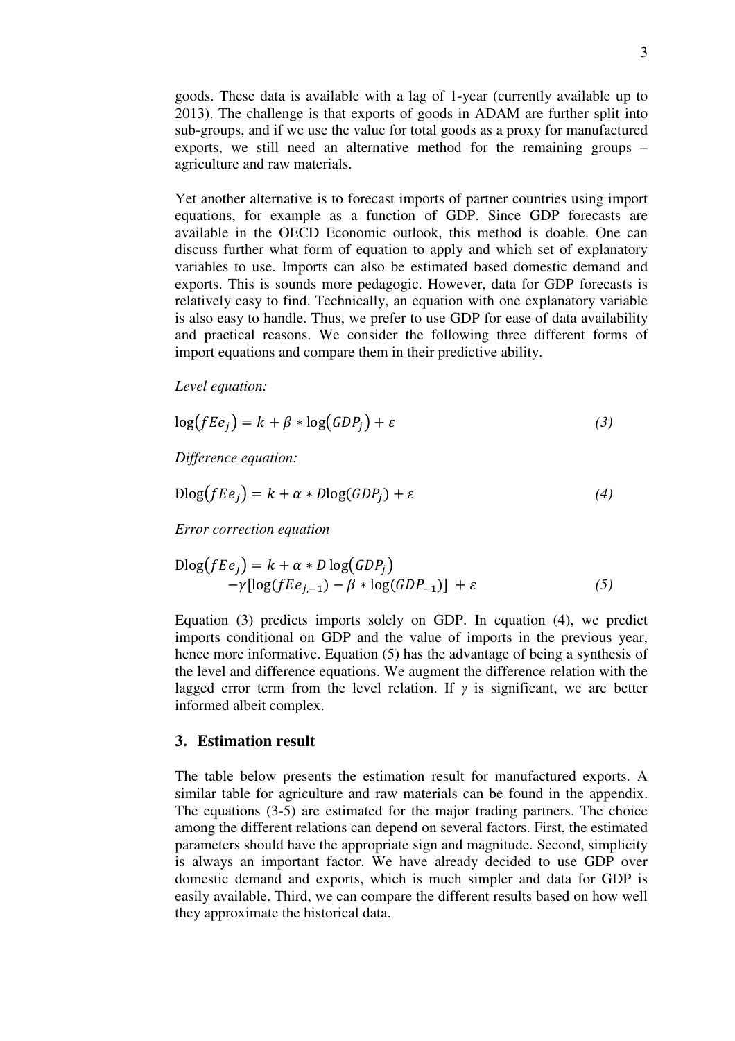goods. These data is available with a lag of 1-year (currently available up to 2013). The challenge is that exports of goods in ADAM are further split into sub-groups, and if we use the value for total goods as a proxy for manufactured exports, we still need an alternative method for the remaining groups – agriculture and raw materials.

Yet another alternative is to forecast imports of partner countries using import equations, for example as a function of GDP. Since GDP forecasts are available in the OECD Economic outlook, this method is doable. One can discuss further what form of equation to apply and which set of explanatory variables to use. Imports can also be estimated based domestic demand and exports. This is sounds more pedagogic. However, data for GDP forecasts is relatively easy to find. Technically, an equation with one explanatory variable is also easy to handle. Thus, we prefer to use GDP for ease of data availability and practical reasons. We consider the following three different forms of import equations and compare them in their predictive ability.

*Level equation:*

$$\log(fEe_j) = k + \beta * \log(GDP_j) + \varepsilon \tag{3}$$

*Difference equation:*

$$\mathrm{Dlog}(fEe_j) = k + \alpha * D\log(GDP_j) + \varepsilon \tag{4}$$

*Error correction equation*

$$\mathrm{Dlog}(fEe_j) = k + \alpha * D\log(GDP_j) - \gamma[\log(fEe_{j,-1}) - \beta * \log(GDP_{-1})] + \varepsilon \tag{5}$$

Equation (3) predicts imports solely on GDP. In equation (4), we predict imports conditional on GDP and the value of imports in the previous year, hence more informative. Equation (5) has the advantage of being a synthesis of the level and difference equations. We augment the difference relation with the lagged error term from the level relation. If $\gamma$ is significant, we are better informed albeit complex.

## 3. Estimation result

The table below presents the estimation result for manufactured exports. A similar table for agriculture and raw materials can be found in the appendix. The equations (3-5) are estimated for the major trading partners. The choice among the different relations can depend on several factors. First, the estimated parameters should have the appropriate sign and magnitude. Second, simplicity is always an important factor. We have already decided to use GDP over domestic demand and exports, which is much simpler and data for GDP is easily available. Third, we can compare the different results based on how well they approximate the historical data.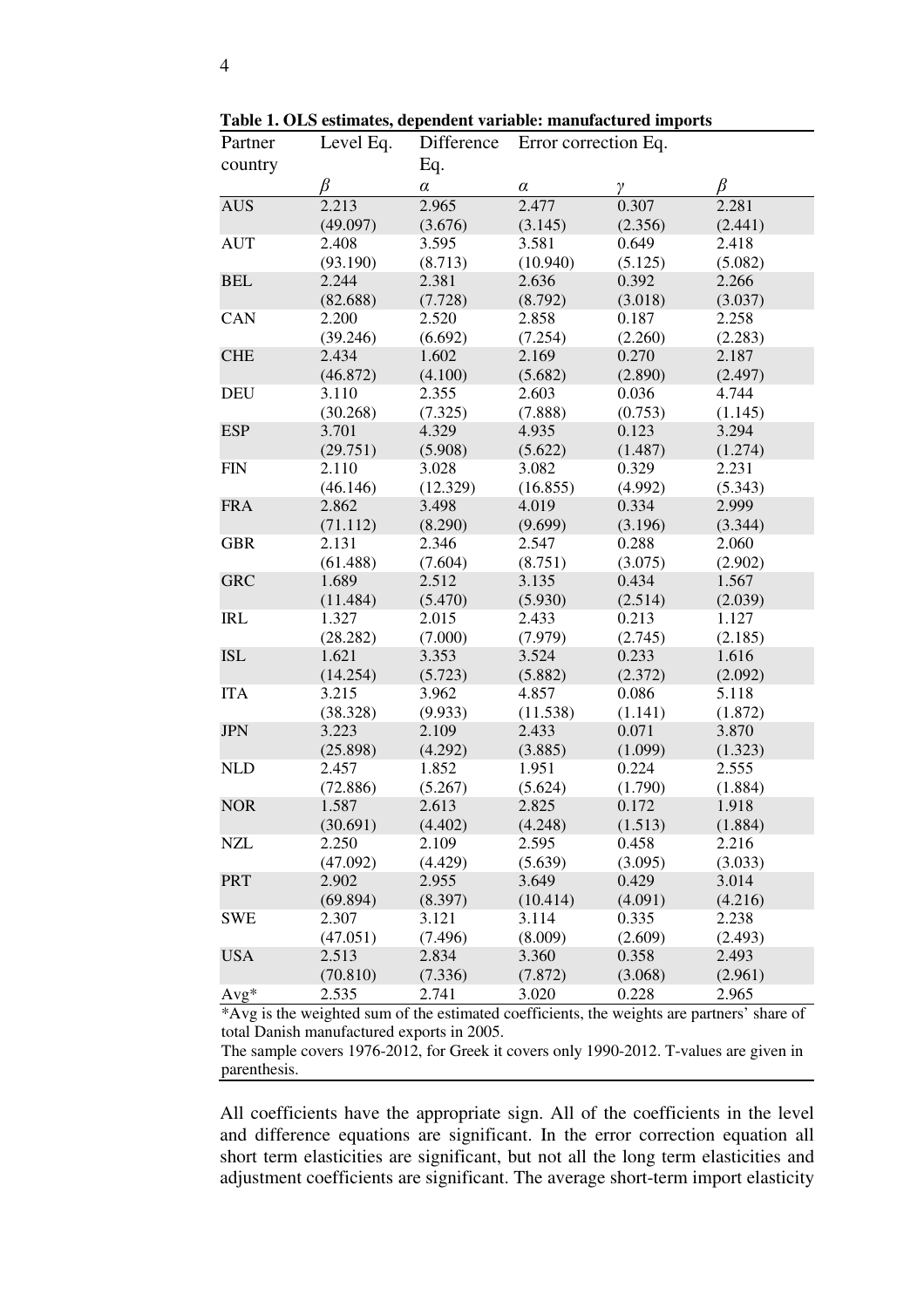**Table 1. OLS estimates, dependent variable: manufactured imports**

| Partner country | Level Eq. | Difference Eq. | Error correction Eq. | | |
|---|---|---|---|---|---|
| | $\beta$ | $\alpha$ | $\alpha$ | $\gamma$ | $\beta$ |
| AUS | 2.213 | 2.965 | 2.477 | 0.307 | 2.281 |
| | (49.097) | (3.676) | (3.145) | (2.356) | (2.441) |
| AUT | 2.408 | 3.595 | 3.581 | 0.649 | 2.418 |
| | (93.190) | (8.713) | (10.940) | (5.125) | (5.082) |
| BEL | 2.244 | 2.381 | 2.636 | 0.392 | 2.266 |
| | (82.688) | (7.728) | (8.792) | (3.018) | (3.037) |
| CAN | 2.200 | 2.520 | 2.858 | 0.187 | 2.258 |
| | (39.246) | (6.692) | (7.254) | (2.260) | (2.283) |
| CHE | 2.434 | 1.602 | 2.169 | 0.270 | 2.187 |
| | (46.872) | (4.100) | (5.682) | (2.890) | (2.497) |
| DEU | 3.110 | 2.355 | 2.603 | 0.036 | 4.744 |
| | (30.268) | (7.325) | (7.888) | (0.753) | (1.145) |
| ESP | 3.701 | 4.329 | 4.935 | 0.123 | 3.294 |
| | (29.751) | (5.908) | (5.622) | (1.487) | (1.274) |
| FIN | 2.110 | 3.028 | 3.082 | 0.329 | 2.231 |
| | (46.146) | (12.329) | (16.855) | (4.992) | (5.343) |
| FRA | 2.862 | 3.498 | 4.019 | 0.334 | 2.999 |
| | (71.112) | (8.290) | (9.699) | (3.196) | (3.344) |
| GBR | 2.131 | 2.346 | 2.547 | 0.288 | 2.060 |
| | (61.488) | (7.604) | (8.751) | (3.075) | (2.902) |
| GRC | 1.689 | 2.512 | 3.135 | 0.434 | 1.567 |
| | (11.484) | (5.470) | (5.930) | (2.514) | (2.039) |
| IRL | 1.327 | 2.015 | 2.433 | 0.213 | 1.127 |
| | (28.282) | (7.000) | (7.979) | (2.745) | (2.185) |
| ISL | 1.621 | 3.353 | 3.524 | 0.233 | 1.616 |
| | (14.254) | (5.723) | (5.882) | (2.372) | (2.092) |
| ITA | 3.215 | 3.962 | 4.857 | 0.086 | 5.118 |
| | (38.328) | (9.933) | (11.538) | (1.141) | (1.872) |
| JPN | 3.223 | 2.109 | 2.433 | 0.071 | 3.870 |
| | (25.898) | (4.292) | (3.885) | (1.099) | (1.323) |
| NLD | 2.457 | 1.852 | 1.951 | 0.224 | 2.555 |
| | (72.886) | (5.267) | (5.624) | (1.790) | (1.884) |
| NOR | 1.587 | 2.613 | 2.825 | 0.172 | 1.918 |
| | (30.691) | (4.402) | (4.248) | (1.513) | (1.884) |
| NZL | 2.250 | 2.109 | 2.595 | 0.458 | 2.216 |
| | (47.092) | (4.429) | (5.639) | (3.095) | (3.033) |
| PRT | 2.902 | 2.955 | 3.649 | 0.429 | 3.014 |
| | (69.894) | (8.397) | (10.414) | (4.091) | (4.216) |
| SWE | 2.307 | 3.121 | 3.114 | 0.335 | 2.238 |
| | (47.051) | (7.496) | (8.009) | (2.609) | (2.493) |
| USA | 2.513 | 2.834 | 3.360 | 0.358 | 2.493 |
| | (70.810) | (7.336) | (7.872) | (3.068) | (2.961) |
| Avg* | 2.535 | 2.741 | 3.020 | 0.228 | 2.965 |

*Avg is the weighted sum of the estimated coefficients, the weights are partners' share of total Danish manufactured exports in 2005.

The sample covers 1976-2012, for Greek it covers only 1990-2012. T-values are given in parenthesis.

All coefficients have the appropriate sign. All of the coefficients in the level and difference equations are significant. In the error correction equation all short term elasticities are significant, but not all the long term elasticities and adjustment coefficients are significant. The average short-term import elasticity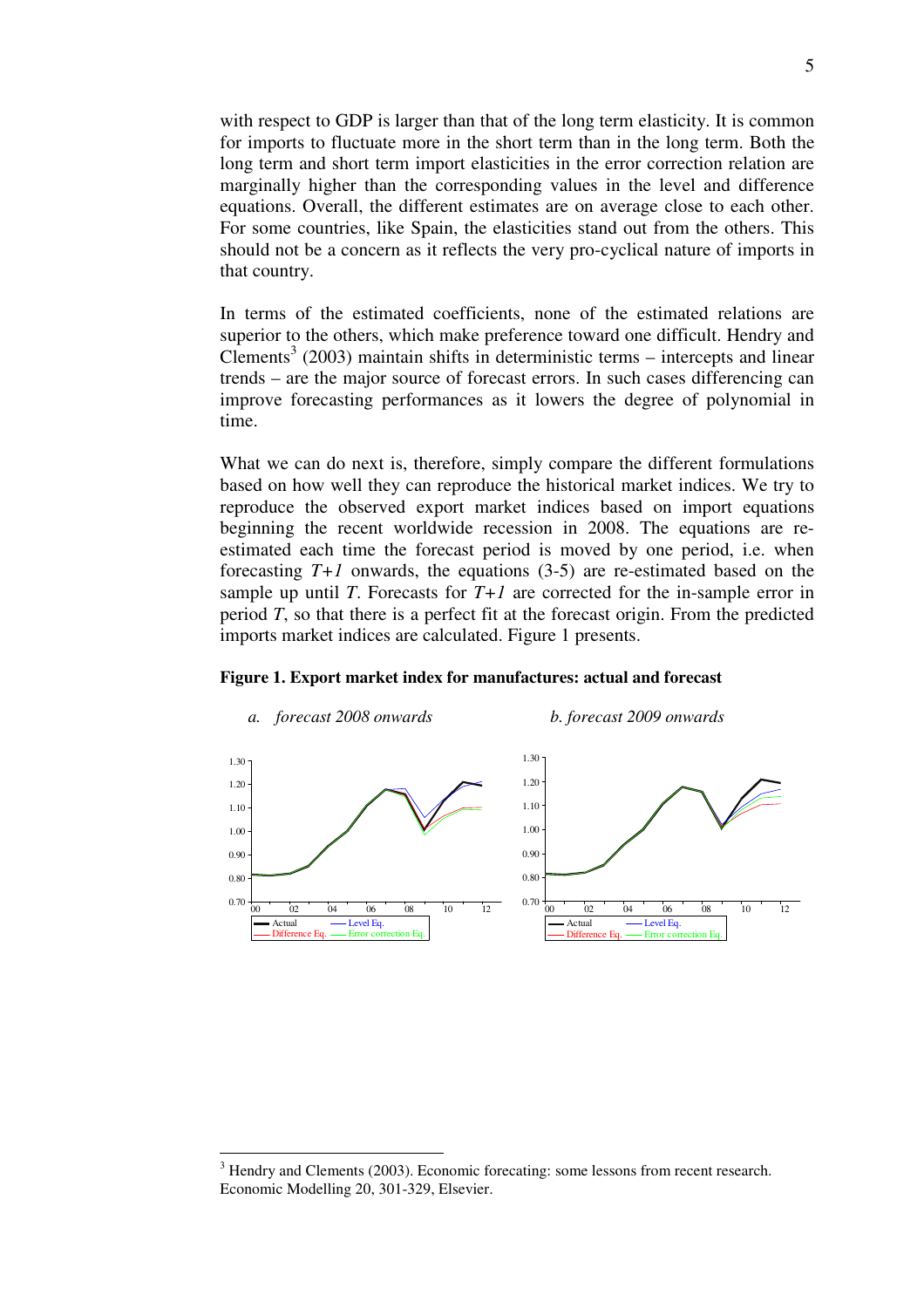with respect to GDP is larger than that of the long term elasticity. It is common for imports to fluctuate more in the short term than in the long term. Both the long term and short term import elasticities in the error correction relation are marginally higher than the corresponding values in the level and difference equations. Overall, the different estimates are on average close to each other. For some countries, like Spain, the elasticities stand out from the others. This should not be a concern as it reflects the very pro-cyclical nature of imports in that country.

In terms of the estimated coefficients, none of the estimated relations are superior to the others, which make preference toward one difficult. Hendry and Clements[3] (2003) maintain shifts in deterministic terms – intercepts and linear trends – are the major source of forecast errors. In such cases differencing can improve forecasting performances as it lowers the degree of polynomial in time.

What we can do next is, therefore, simply compare the different formulations based on how well they can reproduce the historical market indices. We try to reproduce the observed export market indices based on import equations beginning the recent worldwide recession in 2008. The equations are re-estimated each time the forecast period is moved by one period, i.e. when forecasting $T+1$ onwards, the equations (3-5) are re-estimated based on the sample up until $T$. Forecasts for $T+1$ are corrected for the in-sample error in period $T$, so that there is a perfect fit at the forecast origin. From the predicted imports market indices are calculated. Figure 1 presents.

**Figure 1. Export market index for manufactures: actual and forecast**

*a. forecast 2008 onwards* *b. forecast 2009 onwards*

---

[3] Hendry and Clements (2003). Economic forecating: some lessons from recent research. Economic Modelling 20, 301-329, Elsevier.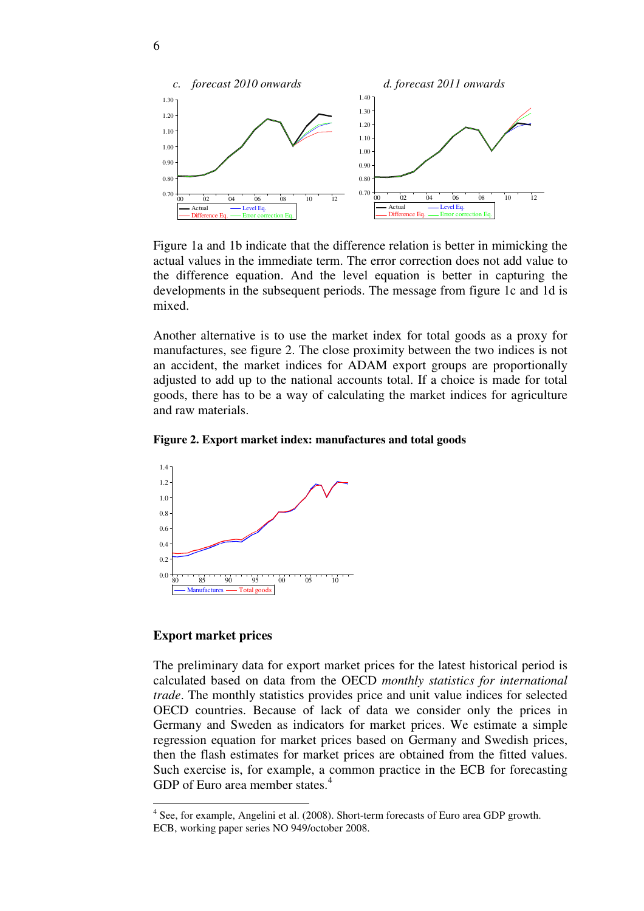*c. forecast 2010 onwards*

*d. forecast 2011 onwards*

Figure 1a and 1b indicate that the difference relation is better in mimicking the actual values in the immediate term. The error correction does not add value to the difference equation. And the level equation is better in capturing the developments in the subsequent periods. The message from figure 1c and 1d is mixed.

Another alternative is to use the market index for total goods as a proxy for manufactures, see figure 2. The close proximity between the two indices is not an accident, the market indices for ADAM export groups are proportionally adjusted to add up to the national accounts total. If a choice is made for total goods, there has to be a way of calculating the market indices for agriculture and raw materials.

**Figure 2. Export market index: manufactures and total goods**

## Export market prices

The preliminary data for export market prices for the latest historical period is calculated based on data from the OECD *monthly statistics for international trade*. The monthly statistics provides price and unit value indices for selected OECD countries. Because of lack of data we consider only the prices in Germany and Sweden as indicators for market prices. We estimate a simple regression equation for market prices based on Germany and Swedish prices, then the flash estimates for market prices are obtained from the fitted values. Such exercise is, for example, a common practice in the ECB for forecasting GDP of Euro area member states.[4]

[4] See, for example, Angelini et al. (2008). Short-term forecasts of Euro area GDP growth. ECB, working paper series NO 949/october 2008.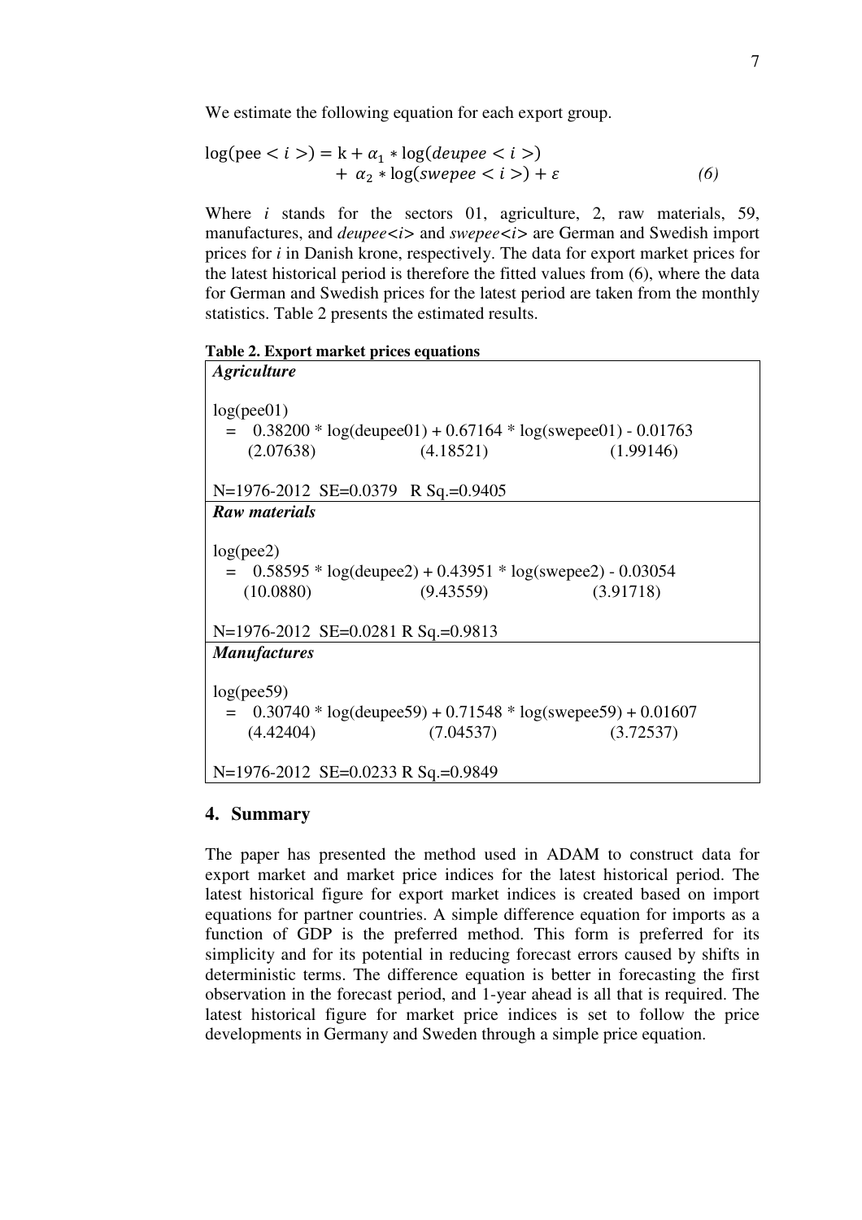We estimate the following equation for each export group.

$$\log(\text{pee} < i >) = \text{k} + \alpha_1 * \log(deupee < i >) + \alpha_2 * \log(swepee < i >) + \varepsilon \qquad (6)$$

Where *i* stands for the sectors 01, agriculture, 2, raw materials, 59, manufactures, and *deupee<i>* and *swepee<i>* are German and Swedish import prices for *i* in Danish krone, respectively. The data for export market prices for the latest historical period is therefore the fitted values from (6), where the data for German and Swedish prices for the latest period are taken from the monthly statistics. Table 2 presents the estimated results.

**Table 2. Export market prices equations**

***Agriculture***

log(pee01)
= 0.38200 * log(deupee01) + 0.67164 * log(swepee01) - 0.01763
(2.07638) (4.18521) (1.99146)

N=1976-2012 SE=0.0379 R Sq.=0.9405

***Raw materials***

log(pee2)
= 0.58595 * log(deupee2) + 0.43951 * log(swepee2) - 0.03054
(10.0880) (9.43559) (3.91718)

N=1976-2012 SE=0.0281 R Sq.=0.9813

***Manufactures***

log(pee59)
= 0.30740 * log(deupee59) + 0.71548 * log(swepee59) + 0.01607
(4.42404) (7.04537) (3.72537)

N=1976-2012 SE=0.0233 R Sq.=0.9849

## 4. Summary

The paper has presented the method used in ADAM to construct data for export market and market price indices for the latest historical period. The latest historical figure for export market indices is created based on import equations for partner countries. A simple difference equation for imports as a function of GDP is the preferred method. This form is preferred for its simplicity and for its potential in reducing forecast errors caused by shifts in deterministic terms. The difference equation is better in forecasting the first observation in the forecast period, and 1-year ahead is all that is required. The latest historical figure for market price indices is set to follow the price developments in Germany and Sweden through a simple price equation.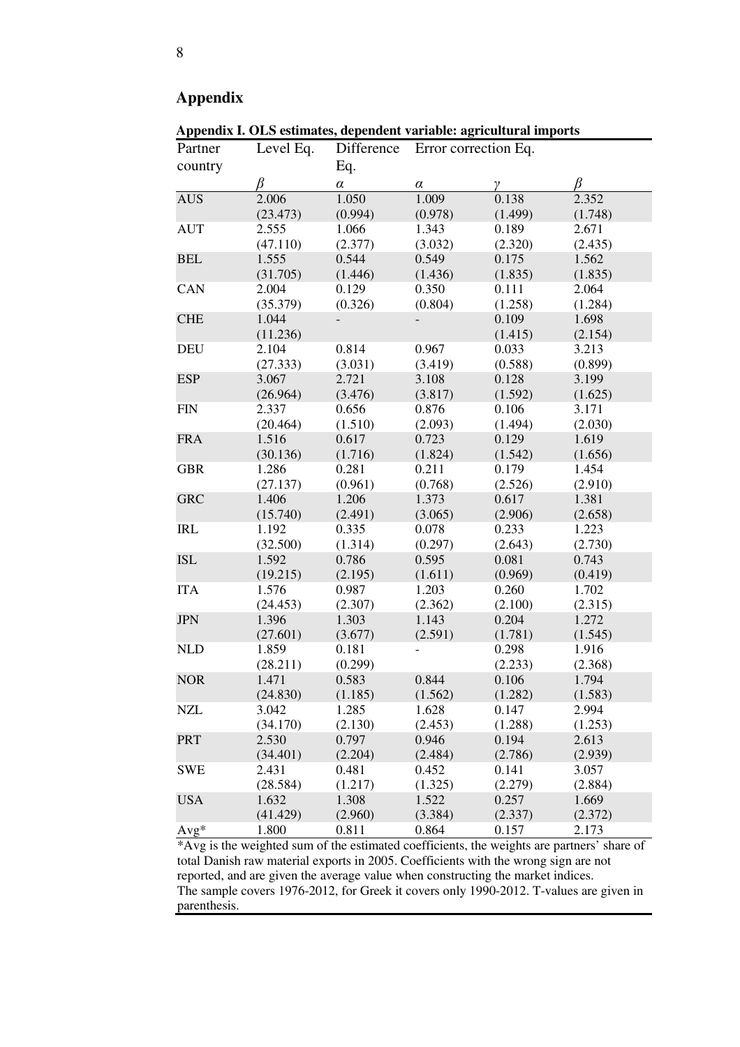## Appendix

**Appendix I. OLS estimates, dependent variable: agricultural imports**

| Partner country | Level Eq. | Difference Eq. | Error correction Eq. | | |
|---|---|---|---|---|---|
| | $\beta$ | $\alpha$ | $\alpha$ | $\gamma$ | $\beta$ |
| AUS | 2.006 | 1.050 | 1.009 | 0.138 | 2.352 |
| | (23.473) | (0.994) | (0.978) | (1.499) | (1.748) |
| AUT | 2.555 | 1.066 | 1.343 | 0.189 | 2.671 |
| | (47.110) | (2.377) | (3.032) | (2.320) | (2.435) |
| BEL | 1.555 | 0.544 | 0.549 | 0.175 | 1.562 |
| | (31.705) | (1.446) | (1.436) | (1.835) | (1.835) |
| CAN | 2.004 | 0.129 | 0.350 | 0.111 | 2.064 |
| | (35.379) | (0.326) | (0.804) | (1.258) | (1.284) |
| CHE | 1.044 | - | - | 0.109 | 1.698 |
| | (11.236) | | | (1.415) | (2.154) |
| DEU | 2.104 | 0.814 | 0.967 | 0.033 | 3.213 |
| | (27.333) | (3.031) | (3.419) | (0.588) | (0.899) |
| ESP | 3.067 | 2.721 | 3.108 | 0.128 | 3.199 |
| | (26.964) | (3.476) | (3.817) | (1.592) | (1.625) |
| FIN | 2.337 | 0.656 | 0.876 | 0.106 | 3.171 |
| | (20.464) | (1.510) | (2.093) | (1.494) | (2.030) |
| FRA | 1.516 | 0.617 | 0.723 | 0.129 | 1.619 |
| | (30.136) | (1.716) | (1.824) | (1.542) | (1.656) |
| GBR | 1.286 | 0.281 | 0.211 | 0.179 | 1.454 |
| | (27.137) | (0.961) | (0.768) | (2.526) | (2.910) |
| GRC | 1.406 | 1.206 | 1.373 | 0.617 | 1.381 |
| | (15.740) | (2.491) | (3.065) | (2.906) | (2.658) |
| IRL | 1.192 | 0.335 | 0.078 | 0.233 | 1.223 |
| | (32.500) | (1.314) | (0.297) | (2.643) | (2.730) |
| ISL | 1.592 | 0.786 | 0.595 | 0.081 | 0.743 |
| | (19.215) | (2.195) | (1.611) | (0.969) | (0.419) |
| ITA | 1.576 | 0.987 | 1.203 | 0.260 | 1.702 |
| | (24.453) | (2.307) | (2.362) | (2.100) | (2.315) |
| JPN | 1.396 | 1.303 | 1.143 | 0.204 | 1.272 |
| | (27.601) | (3.677) | (2.591) | (1.781) | (1.545) |
| NLD | 1.859 | 0.181 | - | 0.298 | 1.916 |
| | (28.211) | (0.299) | | (2.233) | (2.368) |
| NOR | 1.471 | 0.583 | 0.844 | 0.106 | 1.794 |
| | (24.830) | (1.185) | (1.562) | (1.282) | (1.583) |
| NZL | 3.042 | 1.285 | 1.628 | 0.147 | 2.994 |
| | (34.170) | (2.130) | (2.453) | (1.288) | (1.253) |
| PRT | 2.530 | 0.797 | 0.946 | 0.194 | 2.613 |
| | (34.401) | (2.204) | (2.484) | (2.786) | (2.939) |
| SWE | 2.431 | 0.481 | 0.452 | 0.141 | 3.057 |
| | (28.584) | (1.217) | (1.325) | (2.279) | (2.884) |
| USA | 1.632 | 1.308 | 1.522 | 0.257 | 1.669 |
| | (41.429) | (2.960) | (3.384) | (2.337) | (2.372) |
| Avg* | 1.800 | 0.811 | 0.864 | 0.157 | 2.173 |

*Avg is the weighted sum of the estimated coefficients, the weights are partners' share of total Danish raw material exports in 2005. Coefficients with the wrong sign are not reported, and are given the average value when constructing the market indices.
The sample covers 1976-2012, for Greek it covers only 1990-2012. T-values are given in parenthesis.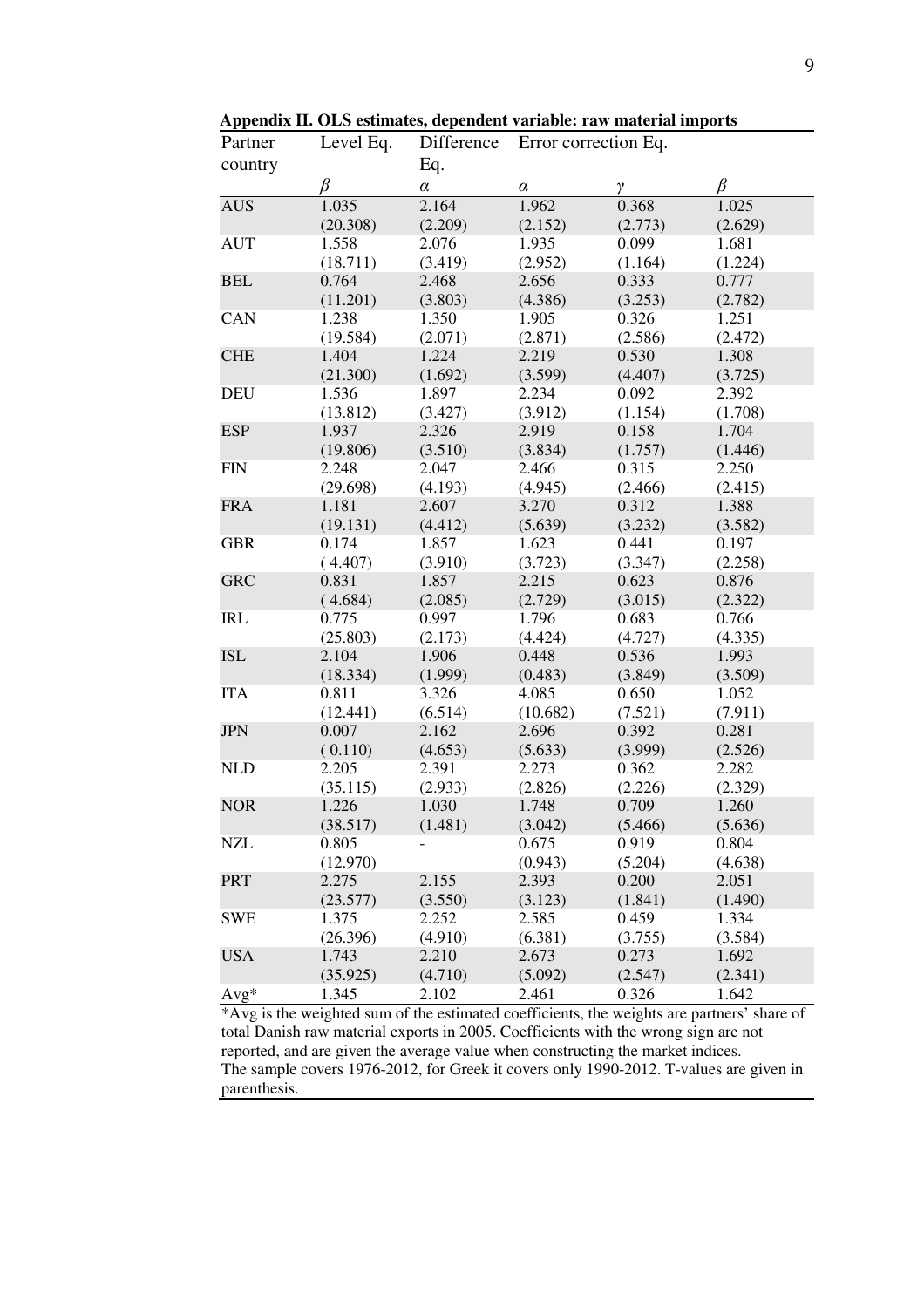**Appendix II. OLS estimates, dependent variable: raw material imports**

| Partner country | Level Eq. | Difference Eq. | Error correction Eq. | | |
|---|---|---|---|---|---|
| | $\beta$ | $\alpha$ | $\alpha$ | $\gamma$ | $\beta$ |
| AUS | 1.035 | 2.164 | 1.962 | 0.368 | 1.025 |
| | (20.308) | (2.209) | (2.152) | (2.773) | (2.629) |
| AUT | 1.558 | 2.076 | 1.935 | 0.099 | 1.681 |
| | (18.711) | (3.419) | (2.952) | (1.164) | (1.224) |
| BEL | 0.764 | 2.468 | 2.656 | 0.333 | 0.777 |
| | (11.201) | (3.803) | (4.386) | (3.253) | (2.782) |
| CAN | 1.238 | 1.350 | 1.905 | 0.326 | 1.251 |
| | (19.584) | (2.071) | (2.871) | (2.586) | (2.472) |
| CHE | 1.404 | 1.224 | 2.219 | 0.530 | 1.308 |
| | (21.300) | (1.692) | (3.599) | (4.407) | (3.725) |
| DEU | 1.536 | 1.897 | 2.234 | 0.092 | 2.392 |
| | (13.812) | (3.427) | (3.912) | (1.154) | (1.708) |
| ESP | 1.937 | 2.326 | 2.919 | 0.158 | 1.704 |
| | (19.806) | (3.510) | (3.834) | (1.757) | (1.446) |
| FIN | 2.248 | 2.047 | 2.466 | 0.315 | 2.250 |
| | (29.698) | (4.193) | (4.945) | (2.466) | (2.415) |
| FRA | 1.181 | 2.607 | 3.270 | 0.312 | 1.388 |
| | (19.131) | (4.412) | (5.639) | (3.232) | (3.582) |
| GBR | 0.174 | 1.857 | 1.623 | 0.441 | 0.197 |
| | ( 4.407) | (3.910) | (3.723) | (3.347) | (2.258) |
| GRC | 0.831 | 1.857 | 2.215 | 0.623 | 0.876 |
| | ( 4.684) | (2.085) | (2.729) | (3.015) | (2.322) |
| IRL | 0.775 | 0.997 | 1.796 | 0.683 | 0.766 |
| | (25.803) | (2.173) | (4.424) | (4.727) | (4.335) |
| ISL | 2.104 | 1.906 | 0.448 | 0.536 | 1.993 |
| | (18.334) | (1.999) | (0.483) | (3.849) | (3.509) |
| ITA | 0.811 | 3.326 | 4.085 | 0.650 | 1.052 |
| | (12.441) | (6.514) | (10.682) | (7.521) | (7.911) |
| JPN | 0.007 | 2.162 | 2.696 | 0.392 | 0.281 |
| | ( 0.110) | (4.653) | (5.633) | (3.999) | (2.526) |
| NLD | 2.205 | 2.391 | 2.273 | 0.362 | 2.282 |
| | (35.115) | (2.933) | (2.826) | (2.226) | (2.329) |
| NOR | 1.226 | 1.030 | 1.748 | 0.709 | 1.260 |
| | (38.517) | (1.481) | (3.042) | (5.466) | (5.636) |
| NZL | 0.805 | - | 0.675 | 0.919 | 0.804 |
| | (12.970) | | (0.943) | (5.204) | (4.638) |
| PRT | 2.275 | 2.155 | 2.393 | 0.200 | 2.051 |
| | (23.577) | (3.550) | (3.123) | (1.841) | (1.490) |
| SWE | 1.375 | 2.252 | 2.585 | 0.459 | 1.334 |
| | (26.396) | (4.910) | (6.381) | (3.755) | (3.584) |
| USA | 1.743 | 2.210 | 2.673 | 0.273 | 1.692 |
| | (35.925) | (4.710) | (5.092) | (2.547) | (2.341) |
| Avg* | 1.345 | 2.102 | 2.461 | 0.326 | 1.642 |

*Avg is the weighted sum of the estimated coefficients, the weights are partners' share of total Danish raw material exports in 2005. Coefficients with the wrong sign are not reported, and are given the average value when constructing the market indices.
The sample covers 1976-2012, for Greek it covers only 1990-2012. T-values are given in parenthesis.